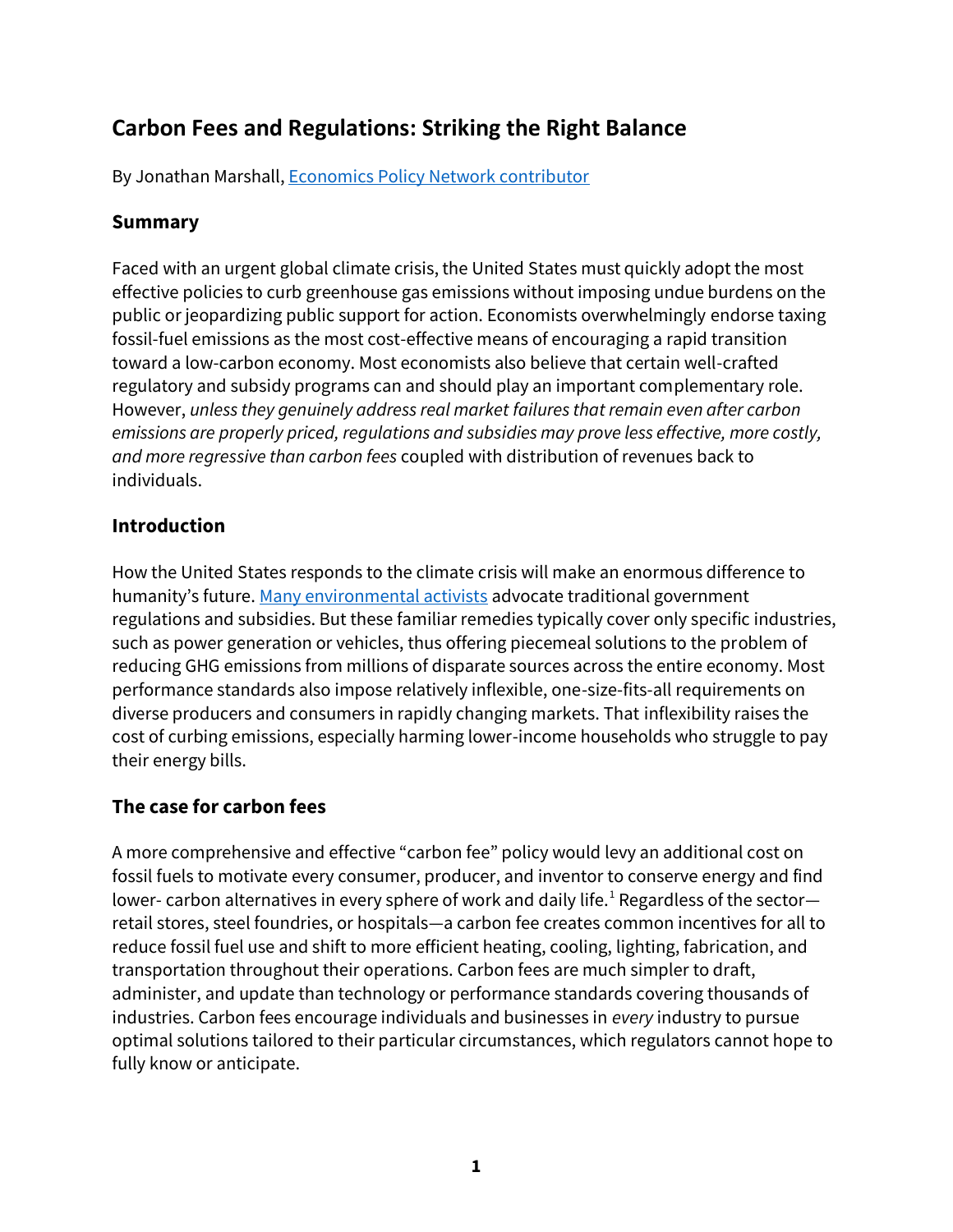# Carbon Fees and Regulations: Striking the Right Balance

By Jonathan Marshall, [Economics Policy Network contributor]

## Summary

Faced with an urgent global climate crisis, the United States must quickly adopt the most effective policies to curb greenhouse gas emissions without imposing undue burdens on the public or jeopardizing public support for action. Economists overwhelmingly endorse taxing fossil-fuel emissions as the most cost-effective means of encouraging a rapid transition toward a low-carbon economy. Most economists also believe that certain well-crafted regulatory and subsidy programs can and should play an important complementary role. However, *unless they genuinely address real market failures that remain even after carbon emissions are properly priced, regulations and subsidies may prove less effective, more costly, and more regressive than carbon fees* coupled with distribution of revenues back to individuals.

## Introduction

How the United States responds to the climate crisis will make an enormous difference to humanity's future. [Many environmental activists] advocate traditional government regulations and subsidies. But these familiar remedies typically cover only specific industries, such as power generation or vehicles, thus offering piecemeal solutions to the problem of reducing GHG emissions from millions of disparate sources across the entire economy. Most performance standards also impose relatively inflexible, one-size-fits-all requirements on diverse producers and consumers in rapidly changing markets. That inflexibility raises the cost of curbing emissions, especially harming lower-income households who struggle to pay their energy bills.

## The case for carbon fees

A more comprehensive and effective "carbon fee" policy would levy an additional cost on fossil fuels to motivate every consumer, producer, and inventor to conserve energy and find lower- carbon alternatives in every sphere of work and daily life.[1] Regardless of the sector—retail stores, steel foundries, or hospitals—a carbon fee creates common incentives for all to reduce fossil fuel use and shift to more efficient heating, cooling, lighting, fabrication, and transportation throughout their operations. Carbon fees are much simpler to draft, administer, and update than technology or performance standards covering thousands of industries. Carbon fees encourage individuals and businesses in *every* industry to pursue optimal solutions tailored to their particular circumstances, which regulators cannot hope to fully know or anticipate.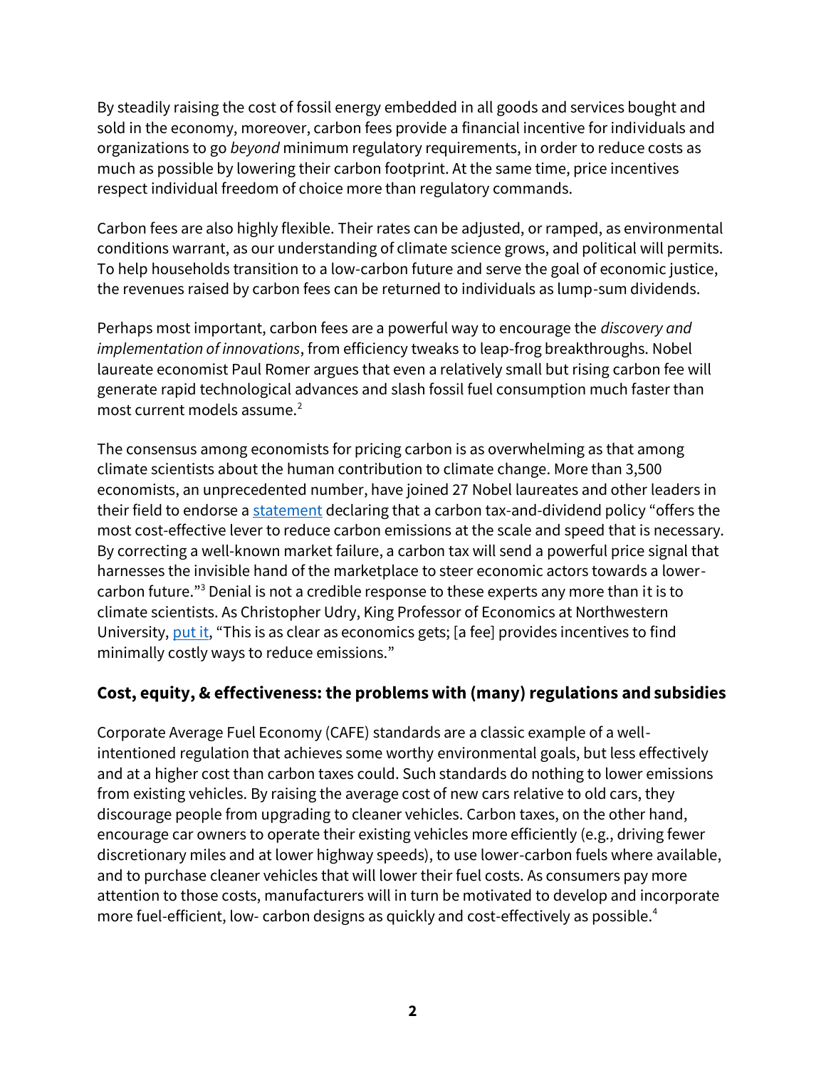By steadily raising the cost of fossil energy embedded in all goods and services bought and sold in the economy, moreover, carbon fees provide a financial incentive for individuals and organizations to go *beyond* minimum regulatory requirements, in order to reduce costs as much as possible by lowering their carbon footprint. At the same time, price incentives respect individual freedom of choice more than regulatory commands.

Carbon fees are also highly flexible. Their rates can be adjusted, or ramped, as environmental conditions warrant, as our understanding of climate science grows, and political will permits. To help households transition to a low-carbon future and serve the goal of economic justice, the revenues raised by carbon fees can be returned to individuals as lump-sum dividends.

Perhaps most important, carbon fees are a powerful way to encourage the *discovery and implementation of innovations*, from efficiency tweaks to leap-frog breakthroughs. Nobel laureate economist Paul Romer argues that even a relatively small but rising carbon fee will generate rapid technological advances and slash fossil fuel consumption much faster than most current models assume.[2]

The consensus among economists for pricing carbon is as overwhelming as that among climate scientists about the human contribution to climate change. More than 3,500 economists, an unprecedented number, have joined 27 Nobel laureates and other leaders in their field to endorse a statement declaring that a carbon tax-and-dividend policy "offers the most cost-effective lever to reduce carbon emissions at the scale and speed that is necessary. By correcting a well-known market failure, a carbon tax will send a powerful price signal that harnesses the invisible hand of the marketplace to steer economic actors towards a lower-carbon future."[3] Denial is not a credible response to these experts any more than it is to climate scientists. As Christopher Udry, King Professor of Economics at Northwestern University, put it, "This is as clear as economics gets; [a fee] provides incentives to find minimally costly ways to reduce emissions."

## Cost, equity, & effectiveness: the problems with (many) regulations and subsidies

Corporate Average Fuel Economy (CAFE) standards are a classic example of a well-intentioned regulation that achieves some worthy environmental goals, but less effectively and at a higher cost than carbon taxes could. Such standards do nothing to lower emissions from existing vehicles. By raising the average cost of new cars relative to old cars, they discourage people from upgrading to cleaner vehicles. Carbon taxes, on the other hand, encourage car owners to operate their existing vehicles more efficiently (e.g., driving fewer discretionary miles and at lower highway speeds), to use lower-carbon fuels where available, and to purchase cleaner vehicles that will lower their fuel costs. As consumers pay more attention to those costs, manufacturers will in turn be motivated to develop and incorporate more fuel-efficient, low- carbon designs as quickly and cost-effectively as possible.[4]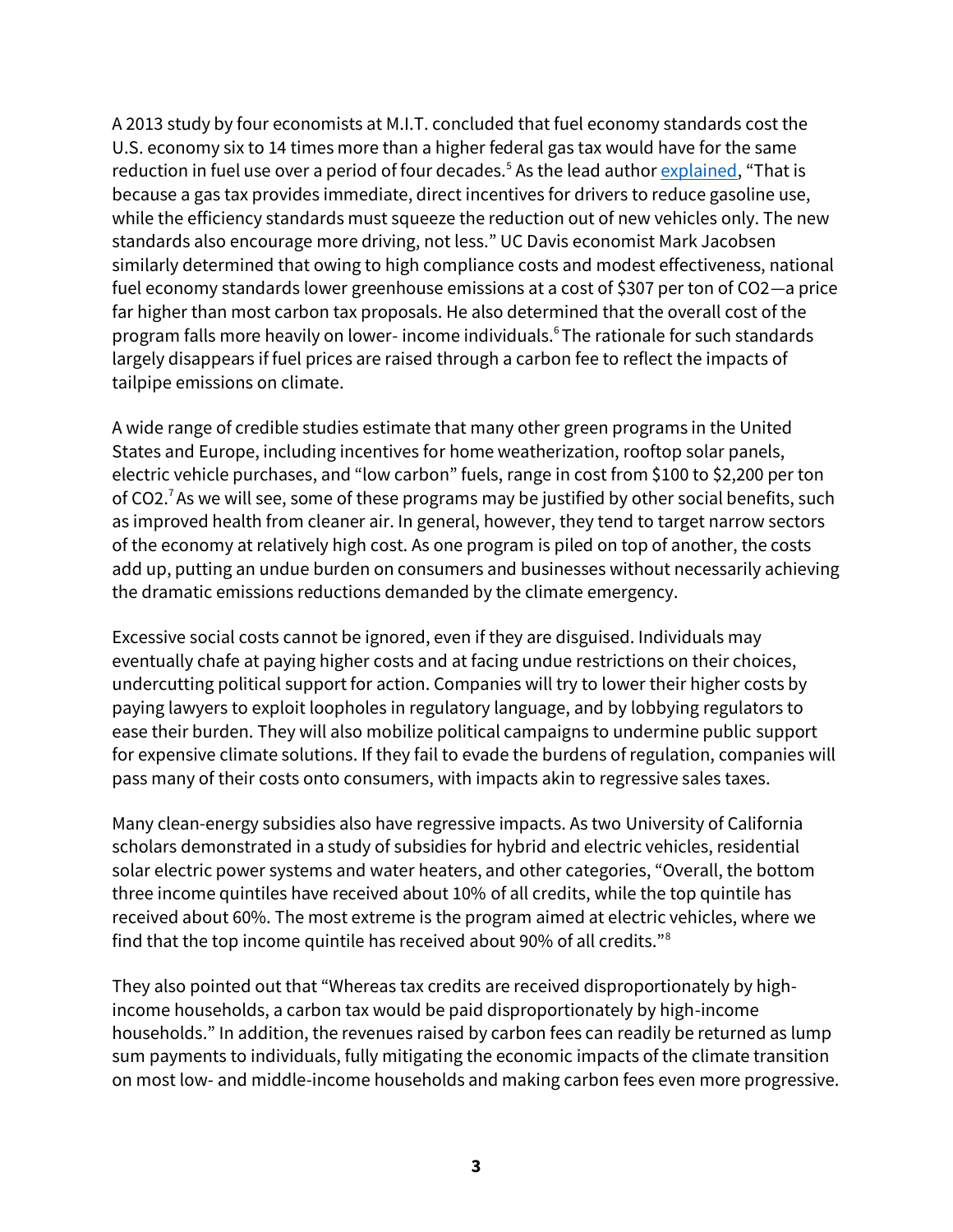A 2013 study by four economists at M.I.T. concluded that fuel economy standards cost the U.S. economy six to 14 times more than a higher federal gas tax would have for the same reduction in fuel use over a period of four decades.[5] As the lead author explained, "That is because a gas tax provides immediate, direct incentives for drivers to reduce gasoline use, while the efficiency standards must squeeze the reduction out of new vehicles only. The new standards also encourage more driving, not less." UC Davis economist Mark Jacobsen similarly determined that owing to high compliance costs and modest effectiveness, national fuel economy standards lower greenhouse emissions at a cost of $307 per ton of CO2—a price far higher than most carbon tax proposals. He also determined that the overall cost of the program falls more heavily on lower- income individuals.[6] The rationale for such standards largely disappears if fuel prices are raised through a carbon fee to reflect the impacts of tailpipe emissions on climate.

A wide range of credible studies estimate that many other green programs in the United States and Europe, including incentives for home weatherization, rooftop solar panels, electric vehicle purchases, and "low carbon" fuels, range in cost from $100 to $2,200 per ton of CO2.[7] As we will see, some of these programs may be justified by other social benefits, such as improved health from cleaner air. In general, however, they tend to target narrow sectors of the economy at relatively high cost. As one program is piled on top of another, the costs add up, putting an undue burden on consumers and businesses without necessarily achieving the dramatic emissions reductions demanded by the climate emergency.

Excessive social costs cannot be ignored, even if they are disguised. Individuals may eventually chafe at paying higher costs and at facing undue restrictions on their choices, undercutting political support for action. Companies will try to lower their higher costs by paying lawyers to exploit loopholes in regulatory language, and by lobbying regulators to ease their burden. They will also mobilize political campaigns to undermine public support for expensive climate solutions. If they fail to evade the burdens of regulation, companies will pass many of their costs onto consumers, with impacts akin to regressive sales taxes.

Many clean-energy subsidies also have regressive impacts. As two University of California scholars demonstrated in a study of subsidies for hybrid and electric vehicles, residential solar electric power systems and water heaters, and other categories, "Overall, the bottom three income quintiles have received about 10% of all credits, while the top quintile has received about 60%. The most extreme is the program aimed at electric vehicles, where we find that the top income quintile has received about 90% of all credits."[8]

They also pointed out that "Whereas tax credits are received disproportionately by high-income households, a carbon tax would be paid disproportionately by high-income households." In addition, the revenues raised by carbon fees can readily be returned as lump sum payments to individuals, fully mitigating the economic impacts of the climate transition on most low- and middle-income households and making carbon fees even more progressive.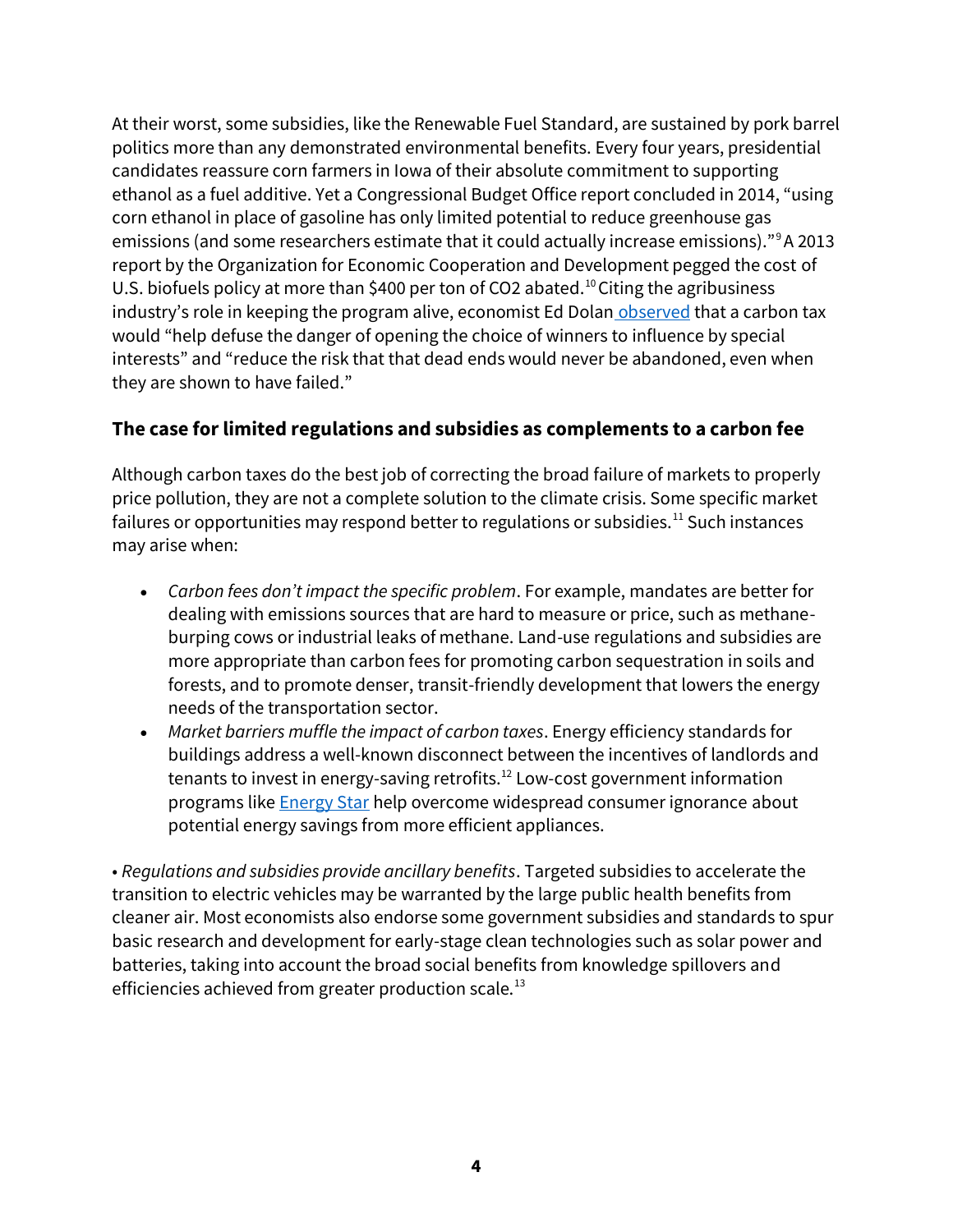At their worst, some subsidies, like the Renewable Fuel Standard, are sustained by pork barrel politics more than any demonstrated environmental benefits. Every four years, presidential candidates reassure corn farmers in Iowa of their absolute commitment to supporting ethanol as a fuel additive. Yet a Congressional Budget Office report concluded in 2014, "using corn ethanol in place of gasoline has only limited potential to reduce greenhouse gas emissions (and some researchers estimate that it could actually increase emissions)."[9] A 2013 report by the Organization for Economic Cooperation and Development pegged the cost of U.S. biofuels policy at more than $400 per ton of $CO_2$ abated.[10] Citing the agribusiness industry's role in keeping the program alive, economist Ed Dolan observed that a carbon tax would "help defuse the danger of opening the choice of winners to influence by special interests" and "reduce the risk that that dead ends would never be abandoned, even when they are shown to have failed."

### The case for limited regulations and subsidies as complements to a carbon fee

Although carbon taxes do the best job of correcting the broad failure of markets to properly price pollution, they are not a complete solution to the climate crisis. Some specific market failures or opportunities may respond better to regulations or subsidies.[11] Such instances may arise when:

- *Carbon fees don't impact the specific problem*. For example, mandates are better for dealing with emissions sources that are hard to measure or price, such as methane-burping cows or industrial leaks of methane. Land-use regulations and subsidies are more appropriate than carbon fees for promoting carbon sequestration in soils and forests, and to promote denser, transit-friendly development that lowers the energy needs of the transportation sector.
- *Market barriers muffle the impact of carbon taxes*. Energy efficiency standards for buildings address a well-known disconnect between the incentives of landlords and tenants to invest in energy-saving retrofits.[12] Low-cost government information programs like Energy Star help overcome widespread consumer ignorance about potential energy savings from more efficient appliances.

• *Regulations and subsidies provide ancillary benefits*. Targeted subsidies to accelerate the transition to electric vehicles may be warranted by the large public health benefits from cleaner air. Most economists also endorse some government subsidies and standards to spur basic research and development for early-stage clean technologies such as solar power and batteries, taking into account the broad social benefits from knowledge spillovers and efficiencies achieved from greater production scale.[13]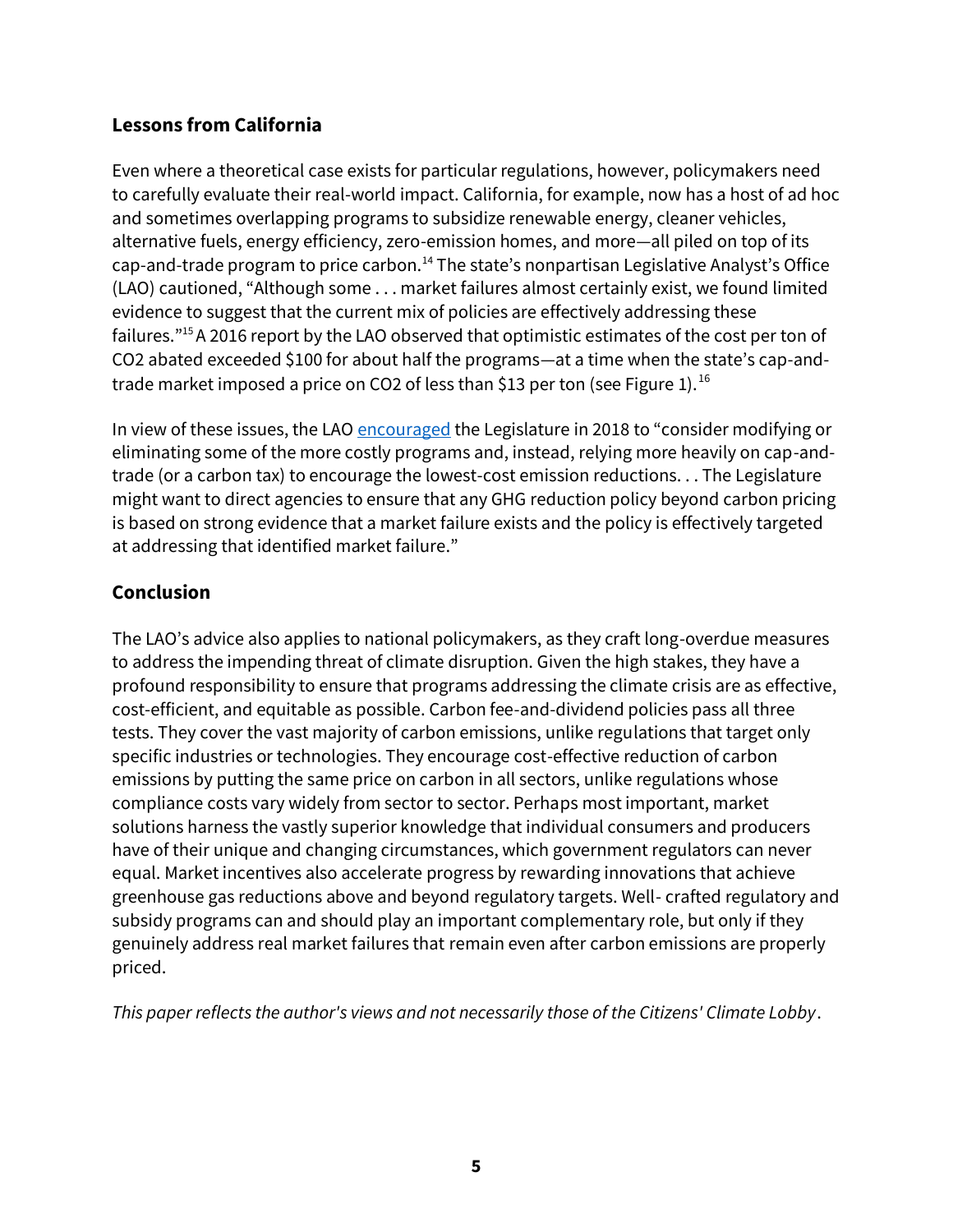## Lessons from California

Even where a theoretical case exists for particular regulations, however, policymakers need to carefully evaluate their real-world impact. California, for example, now has a host of ad hoc and sometimes overlapping programs to subsidize renewable energy, cleaner vehicles, alternative fuels, energy efficiency, zero-emission homes, and more—all piled on top of its cap-and-trade program to price carbon.[14] The state's nonpartisan Legislative Analyst's Office (LAO) cautioned, "Although some . . . market failures almost certainly exist, we found limited evidence to suggest that the current mix of policies are effectively addressing these failures."[15] A 2016 report by the LAO observed that optimistic estimates of the cost per ton of $CO_2$ abated exceeded \$100 for about half the programs—at a time when the state's cap-and-trade market imposed a price on $CO_2$ of less than \$13 per ton (see Figure 1).[16]

In view of these issues, the LAO encouraged the Legislature in 2018 to "consider modifying or eliminating some of the more costly programs and, instead, relying more heavily on cap-and-trade (or a carbon tax) to encourage the lowest-cost emission reductions. . . The Legislature might want to direct agencies to ensure that any GHG reduction policy beyond carbon pricing is based on strong evidence that a market failure exists and the policy is effectively targeted at addressing that identified market failure."

## Conclusion

The LAO's advice also applies to national policymakers, as they craft long-overdue measures to address the impending threat of climate disruption. Given the high stakes, they have a profound responsibility to ensure that programs addressing the climate crisis are as effective, cost-efficient, and equitable as possible. Carbon fee-and-dividend policies pass all three tests. They cover the vast majority of carbon emissions, unlike regulations that target only specific industries or technologies. They encourage cost-effective reduction of carbon emissions by putting the same price on carbon in all sectors, unlike regulations whose compliance costs vary widely from sector to sector. Perhaps most important, market solutions harness the vastly superior knowledge that individual consumers and producers have of their unique and changing circumstances, which government regulators can never equal. Market incentives also accelerate progress by rewarding innovations that achieve greenhouse gas reductions above and beyond regulatory targets. Well- crafted regulatory and subsidy programs can and should play an important complementary role, but only if they genuinely address real market failures that remain even after carbon emissions are properly priced.

*This paper reflects the author's views and not necessarily those of the Citizens' Climate Lobby*.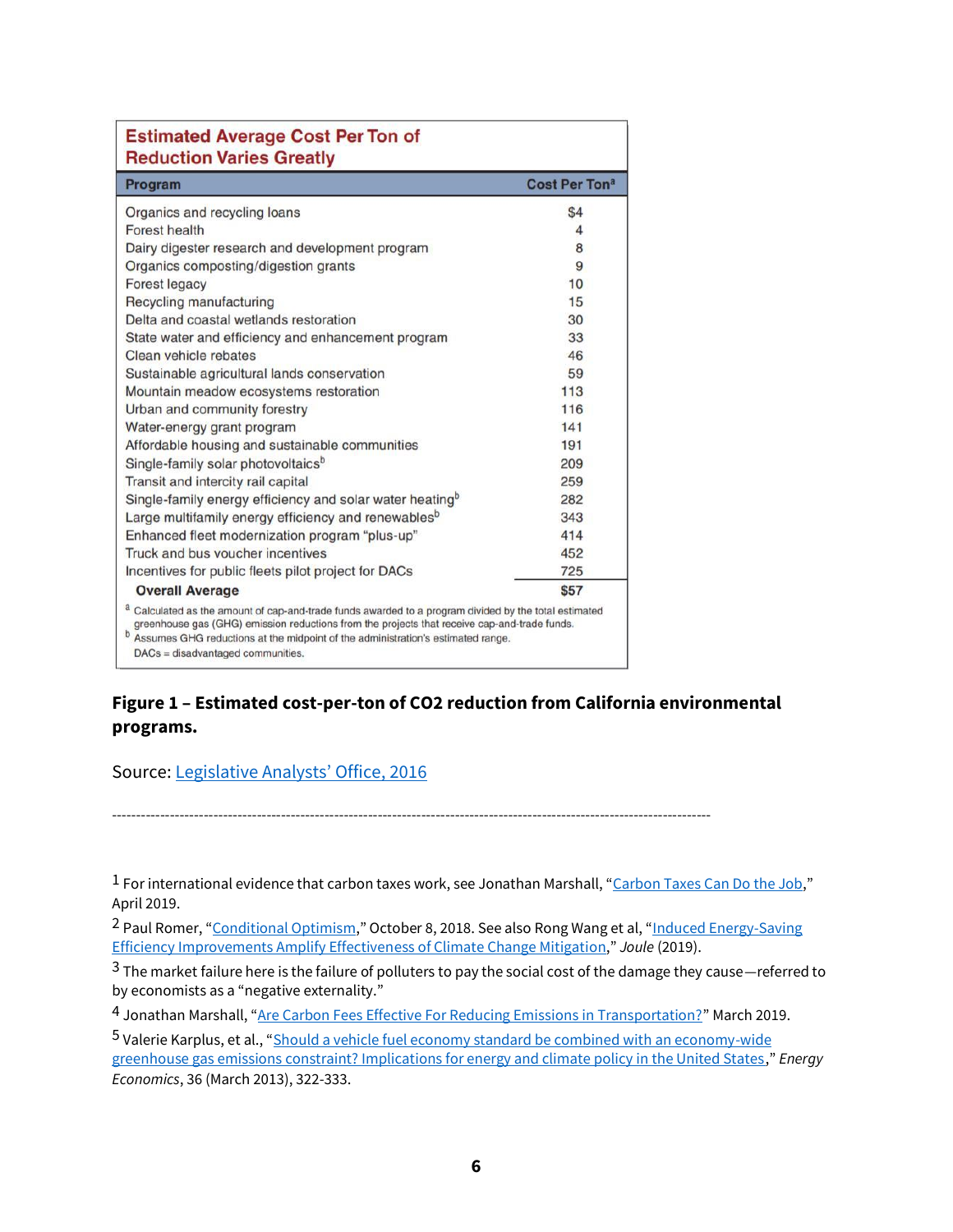**Estimated Average Cost Per Ton of Reduction Varies Greatly**

| Program | Cost Per Ton[a] |
|---|---|
| Organics and recycling loans | $4 |
| Forest health | 4 |
| Dairy digester research and development program | 8 |
| Organics composting/digestion grants | 9 |
| Forest legacy | 10 |
| Recycling manufacturing | 15 |
| Delta and coastal wetlands restoration | 30 |
| State water and efficiency and enhancement program | 33 |
| Clean vehicle rebates | 46 |
| Sustainable agricultural lands conservation | 59 |
| Mountain meadow ecosystems restoration | 113 |
| Urban and community forestry | 116 |
| Water-energy grant program | 141 |
| Affordable housing and sustainable communities | 191 |
| Single-family solar photovoltaics[b] | 209 |
| Transit and intercity rail capital | 259 |
| Single-family energy efficiency and solar water heating[b] | 282 |
| Large multifamily energy efficiency and renewables[b] | 343 |
| Enhanced fleet modernization program "plus-up" | 414 |
| Truck and bus voucher incentives | 452 |
| Incentives for public fleets pilot project for DACs | 725 |
| **Overall Average** | **$57** |

[a] Calculated as the amount of cap-and-trade funds awarded to a program divided by the total estimated greenhouse gas (GHG) emission reductions from the projects that receive cap-and-trade funds.
[b] Assumes GHG reductions at the midpoint of the administration's estimated range.
DACs = disadvantaged communities.

**Figure 1 – Estimated cost-per-ton of CO2 reduction from California environmental programs.**

Source: Legislative Analysts' Office, 2016

---

[1] For international evidence that carbon taxes work, see Jonathan Marshall, "Carbon Taxes Can Do the Job," April 2019.

[2] Paul Romer, "Conditional Optimism," October 8, 2018. See also Rong Wang et al, "Induced Energy-Saving Efficiency Improvements Amplify Effectiveness of Climate Change Mitigation," *Joule* (2019).

[3] The market failure here is the failure of polluters to pay the social cost of the damage they cause—referred to by economists as a "negative externality."

[4] Jonathan Marshall, "Are Carbon Fees Effective For Reducing Emissions in Transportation?" March 2019.

[5] Valerie Karplus, et al., "Should a vehicle fuel economy standard be combined with an economy-wide greenhouse gas emissions constraint? Implications for energy and climate policy in the United States," *Energy Economics*, 36 (March 2013), 322-333.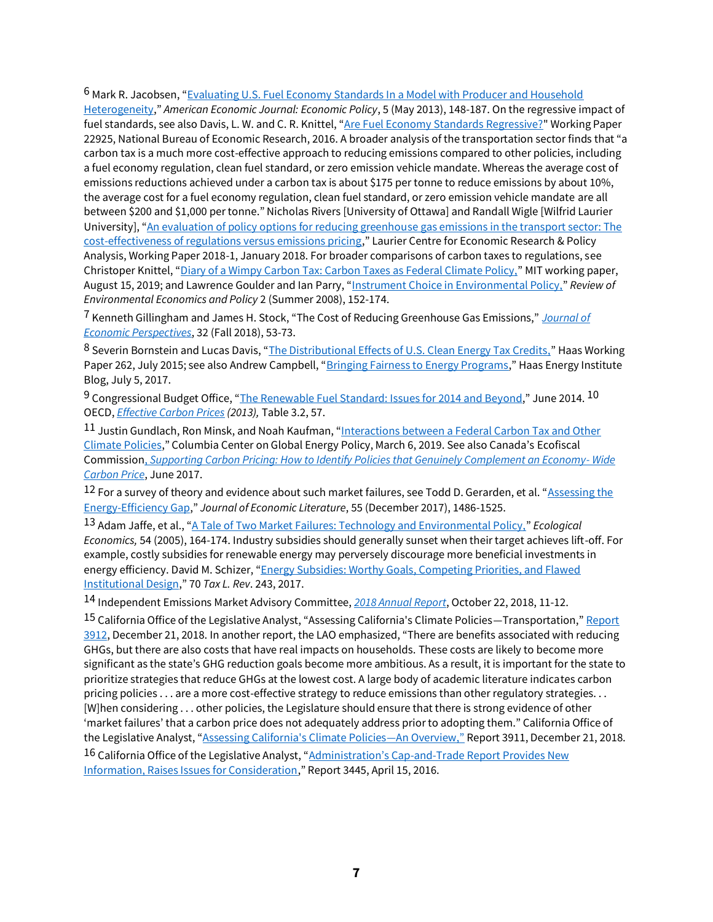[6] Mark R. Jacobsen, "Evaluating U.S. Fuel Economy Standards In a Model with Producer and Household Heterogeneity," *American Economic Journal: Economic Policy*, 5 (May 2013), 148-187. On the regressive impact of fuel standards, see also Davis, L. W. and C. R. Knittel, "Are Fuel Economy Standards Regressive?" Working Paper 22925, National Bureau of Economic Research, 2016. A broader analysis of the transportation sector finds that "a carbon tax is a much more cost-effective approach to reducing emissions compared to other policies, including a fuel economy regulation, clean fuel standard, or zero emission vehicle mandate. Whereas the average cost of emissions reductions achieved under a carbon tax is about $175 per tonne to reduce emissions by about 10%, the average cost for a fuel economy regulation, clean fuel standard, or zero emission vehicle mandate are all between $200 and $1,000 per tonne." Nicholas Rivers [University of Ottawa] and Randall Wigle [Wilfrid Laurier University], "An evaluation of policy options for reducing greenhouse gas emissions in the transport sector: The cost-effectiveness of regulations versus emissions pricing," Laurier Centre for Economic Research & Policy Analysis, Working Paper 2018-1, January 2018. For broader comparisons of carbon taxes to regulations, see Christoper Knittel, "Diary of a Wimpy Carbon Tax: Carbon Taxes as Federal Climate Policy," MIT working paper, August 15, 2019; and Lawrence Goulder and Ian Parry, "Instrument Choice in Environmental Policy," *Review of Environmental Economics and Policy* 2 (Summer 2008), 152-174.

[7] Kenneth Gillingham and James H. Stock, "The Cost of Reducing Greenhouse Gas Emissions," *Journal of Economic Perspectives*, 32 (Fall 2018), 53-73.

[8] Severin Bornstein and Lucas Davis, "The Distributional Effects of U.S. Clean Energy Tax Credits," Haas Working Paper 262, July 2015; see also Andrew Campbell, "Bringing Fairness to Energy Programs," Haas Energy Institute Blog, July 5, 2017.

[9] Congressional Budget Office, "The Renewable Fuel Standard: Issues for 2014 and Beyond," June 2014. [10] OECD, *Effective Carbon Prices (2013),* Table 3.2, 57.

[11] Justin Gundlach, Ron Minsk, and Noah Kaufman, "Interactions between a Federal Carbon Tax and Other Climate Policies," Columbia Center on Global Energy Policy, March 6, 2019. See also Canada's Ecofiscal Commission, *Supporting Carbon Pricing: How to Identify Policies that Genuinely Complement an Economy- Wide Carbon Price*, June 2017.

[12] For a survey of theory and evidence about such market failures, see Todd D. Gerarden, et al. "Assessing the Energy-Efficiency Gap," *Journal of Economic Literature*, 55 (December 2017), 1486-1525.

[13] Adam Jaffe, et al., "A Tale of Two Market Failures: Technology and Environmental Policy," *Ecological Economics,* 54 (2005), 164-174. Industry subsidies should generally sunset when their target achieves lift-off. For example, costly subsidies for renewable energy may perversely discourage more beneficial investments in energy efficiency. David M. Schizer, "Energy Subsidies: Worthy Goals, Competing Priorities, and Flawed Institutional Design," 70 *Tax L. Rev*. 243, 2017.

[14] Independent Emissions Market Advisory Committee, *2018 Annual Report*, October 22, 2018, 11-12.

[15] California Office of the Legislative Analyst, "Assessing California's Climate Policies—Transportation," Report 3912, December 21, 2018. In another report, the LAO emphasized, "There are benefits associated with reducing GHGs, but there are also costs that have real impacts on households. These costs are likely to become more significant as the state's GHG reduction goals become more ambitious. As a result, it is important for the state to prioritize strategies that reduce GHGs at the lowest cost. A large body of academic literature indicates carbon pricing policies . . . are a more cost-effective strategy to reduce emissions than other regulatory strategies. . . [W]hen considering . . . other policies, the Legislature should ensure that there is strong evidence of other 'market failures' that a carbon price does not adequately address prior to adopting them." California Office of the Legislative Analyst, "Assessing California's Climate Policies—An Overview," Report 3911, December 21, 2018.

[16] California Office of the Legislative Analyst, "Administration's Cap-and-Trade Report Provides New Information, Raises Issues for Consideration," Report 3445, April 15, 2016.